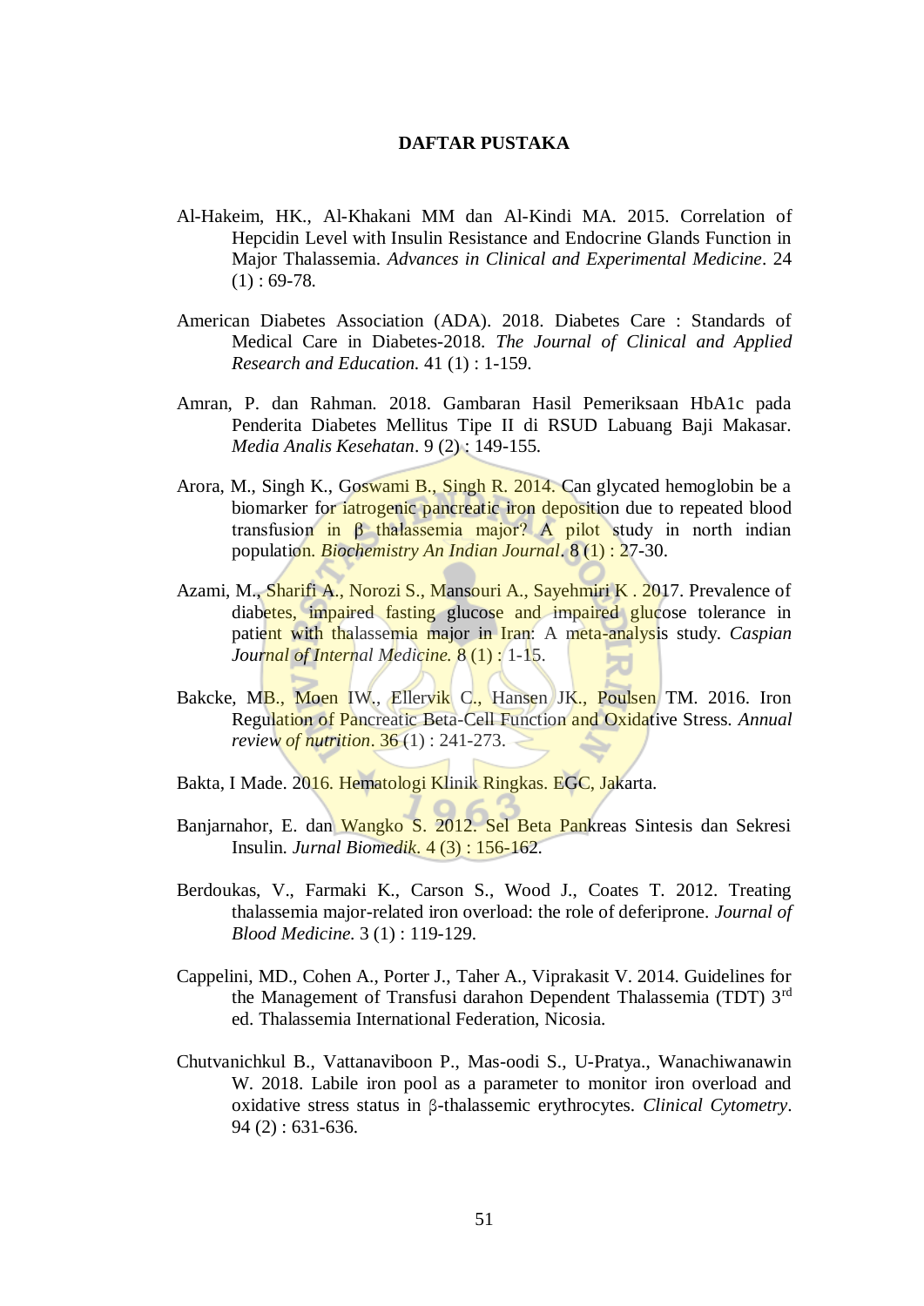# DAFTAR PUSTAKA

Al-Hakeim, HK., Al-Khakani MM dan Al-Kindi MA. 2015. Correlation of Hepcidin Level with Insulin Resistance and Endocrine Glands Function in Major Thalassemia. *Advances in Clinical and Experimental Medicine*. 24 (1) : 69-78.

American Diabetes Association (ADA). 2018. Diabetes Care : Standards of Medical Care in Diabetes-2018. *The Journal of Clinical and Applied Research and Education.* 41 (1) : 1-159.

Amran, P. dan Rahman. 2018. Gambaran Hasil Pemeriksaan HbA1c pada Penderita Diabetes Mellitus Tipe II di RSUD Labuang Baji Makasar. *Media Analis Kesehatan*. 9 (2) : 149-155.

Arora, M., Singh K., Goswami B., Singh R. 2014. Can glycated hemoglobin be a biomarker for iatrogenic pancreatic iron deposition due to repeated blood transfusion in β thalassemia major? A pilot study in north indian population. *Biochemistry An Indian Journal*. 8 (1) : 27-30.

Azami, M., Sharifi A., Norozi S., Mansouri A., Sayehmiri K . 2017. Prevalence of diabetes, impaired fasting glucose and impaired glucose tolerance in patient with thalassemia major in Iran: A meta-analysis study. *Caspian Journal of Internal Medicine.* 8 (1) : 1-15.

Bakcke, MB., Moen IW., Ellervik C., Hansen JK., Poulsen TM. 2016. Iron Regulation of Pancreatic Beta-Cell Function and Oxidative Stress. *Annual review of nutrition*. 36 (1) : 241-273.

Bakta, I Made. 2016. Hematologi Klinik Ringkas. EGC, Jakarta.

Banjarnahor, E. dan Wangko S. 2012. Sel Beta Pankreas Sintesis dan Sekresi Insulin. *Jurnal Biomedik*. 4 (3) : 156-162.

Berdoukas, V., Farmaki K., Carson S., Wood J., Coates T. 2012. Treating thalassemia major-related iron overload: the role of deferiprone. *Journal of Blood Medicine.* 3 (1) : 119-129.

Cappelini, MD., Cohen A., Porter J., Taher A., Viprakasit V. 2014. Guidelines for the Management of Transfusi darahon Dependent Thalassemia (TDT) 3rd ed. Thalassemia International Federation, Nicosia.

Chutvanichkul B., Vattanaviboon P., Mas-oodi S., U-Pratya., Wanachiwanawin W. 2018. Labile iron pool as a parameter to monitor iron overload and oxidative stress status in β-thalassemic erythrocytes. *Clinical Cytometry*. 94 (2) : 631-636.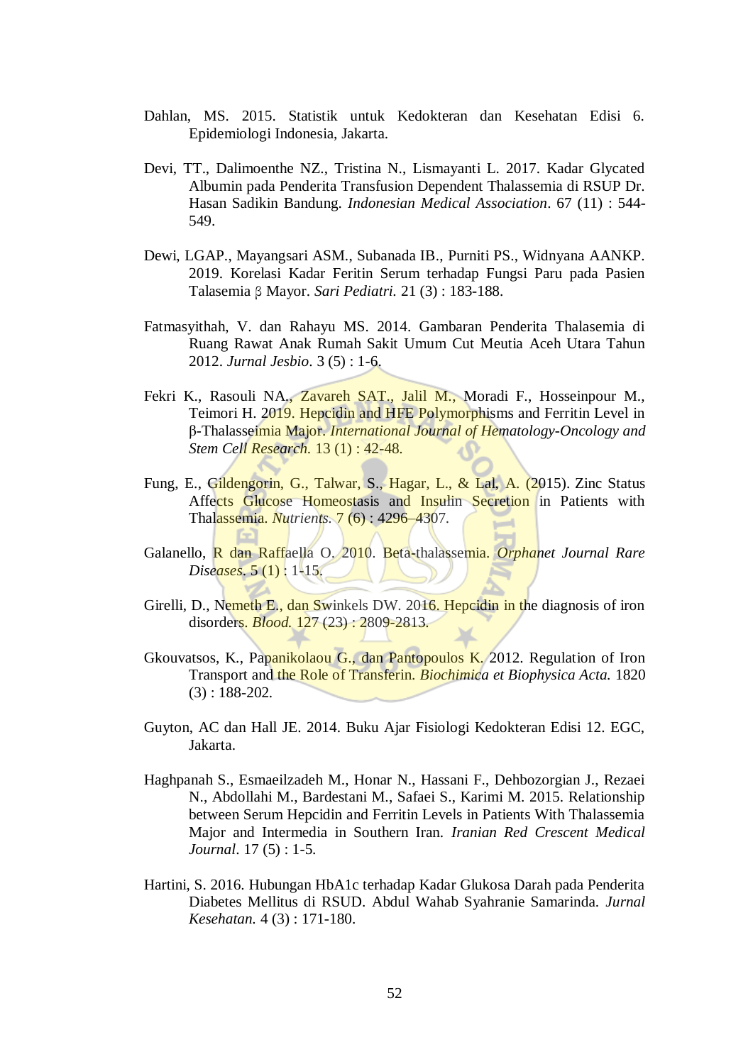Dahlan, MS. 2015. Statistik untuk Kedokteran dan Kesehatan Edisi 6. Epidemiologi Indonesia, Jakarta.

Devi, TT., Dalimoenthe NZ., Tristina N., Lismayanti L. 2017. Kadar Glycated Albumin pada Penderita Transfusion Dependent Thalassemia di RSUP Dr. Hasan Sadikin Bandung. *Indonesian Medical Association*. 67 (11) : 544-549.

Dewi, LGAP., Mayangsari ASM., Subanada IB., Purniti PS., Widnyana AANKP. 2019. Korelasi Kadar Feritin Serum terhadap Fungsi Paru pada Pasien Talasemia β Mayor. *Sari Pediatri.* 21 (3) : 183-188.

Fatmasyithah, V. dan Rahayu MS. 2014. Gambaran Penderita Thalasemia di Ruang Rawat Anak Rumah Sakit Umum Cut Meutia Aceh Utara Tahun 2012. *Jurnal Jesbio*. 3 (5) : 1-6.

Fekri K., Rasouli NA., Zavareh SAT., Jalil M., Moradi F., Hosseinpour M., Teimori H. 2019. Hepcidin and HFE Polymorphisms and Ferritin Level in β-Thalasseimia Major. *International Journal of Hematology-Oncology and Stem Cell Research.* 13 (1) : 42-48.

Fung, E., Gildengorin, G., Talwar, S., Hagar, L., & Lal, A. (2015). Zinc Status Affects Glucose Homeostasis and Insulin Secretion in Patients with Thalassemia. *Nutrients.* 7 (6) : 4296–4307.

Galanello, R dan Raffaella O. 2010. Beta-thalassemia. *Orphanet Journal Rare Diseases*. 5 (1) : 1-15.

Girelli, D., Nemeth E., dan Swinkels DW. 2016. Hepcidin in the diagnosis of iron disorders. *Blood.* 127 (23) : 2809-2813.

Gkouvatsos, K., Papanikolaou G., dan Pantopoulos K. 2012. Regulation of Iron Transport and the Role of Transferin. *Biochimica et Biophysica Acta.* 1820 (3) : 188-202.

Guyton, AC dan Hall JE. 2014. Buku Ajar Fisiologi Kedokteran Edisi 12. EGC, Jakarta.

Haghpanah S., Esmaeilzadeh M., Honar N., Hassani F., Dehbozorgian J., Rezaei N., Abdollahi M., Bardestani M., Safaei S., Karimi M. 2015. Relationship between Serum Hepcidin and Ferritin Levels in Patients With Thalassemia Major and Intermedia in Southern Iran. *Iranian Red Crescent Medical Journal*. 17 (5) : 1-5.

Hartini, S. 2016. Hubungan HbA1c terhadap Kadar Glukosa Darah pada Penderita Diabetes Mellitus di RSUD. Abdul Wahab Syahranie Samarinda. *Jurnal Kesehatan.* 4 (3) : 171-180.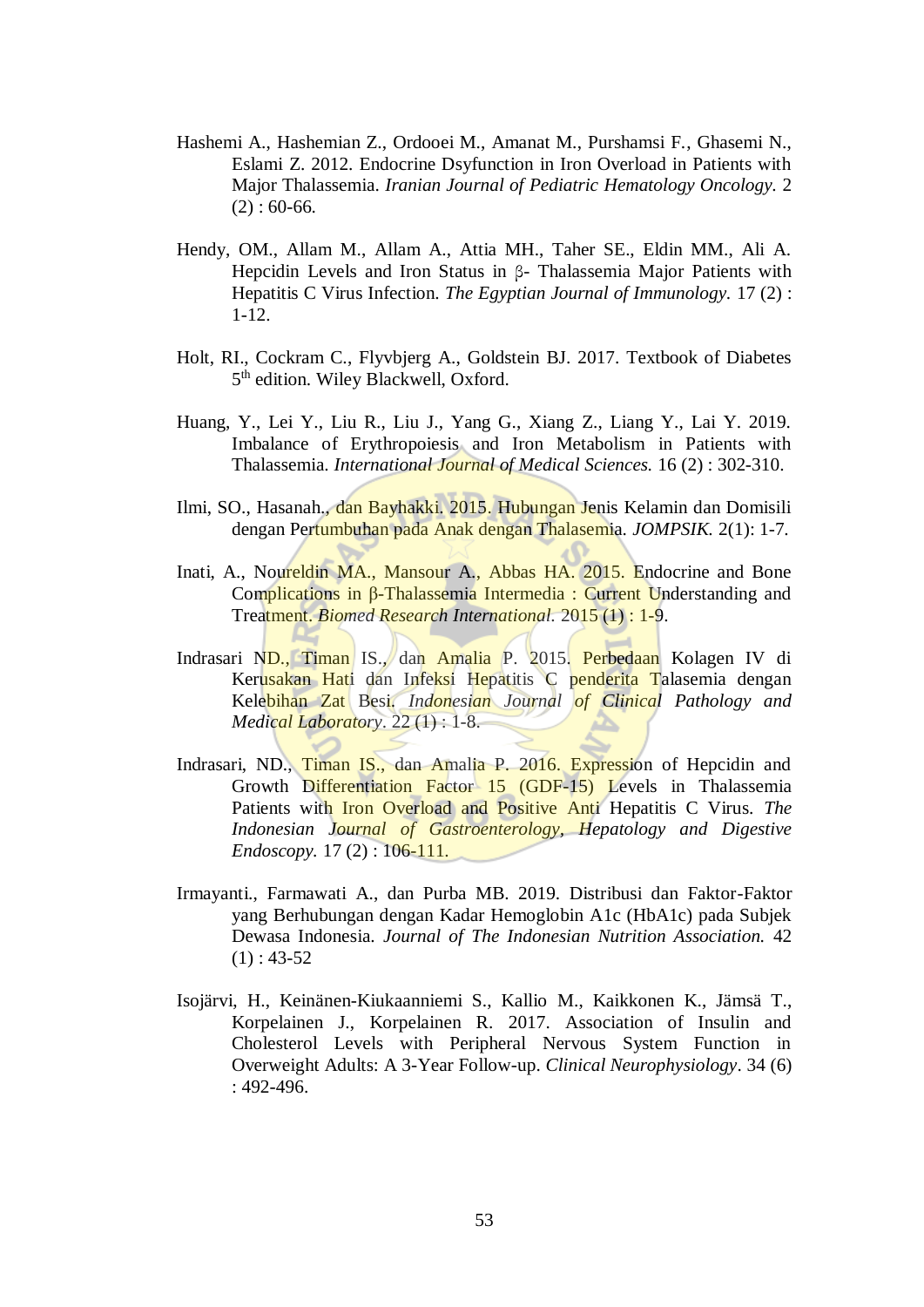Hashemi A., Hashemian Z., Ordooei M., Amanat M., Purshamsi F., Ghasemi N., Eslami Z. 2012. Endocrine Dsyfunction in Iron Overload in Patients with Major Thalassemia. *Iranian Journal of Pediatric Hematology Oncology.* 2 (2) : 60-66.

Hendy, OM., Allam M., Allam A., Attia MH., Taher SE., Eldin MM., Ali A. Hepcidin Levels and Iron Status in β- Thalassemia Major Patients with Hepatitis C Virus Infection. *The Egyptian Journal of Immunology.* 17 (2) : 1-12.

Holt, RI., Cockram C., Flyvbjerg A., Goldstein BJ. 2017. Textbook of Diabetes 5th edition. Wiley Blackwell, Oxford.

Huang, Y., Lei Y., Liu R., Liu J., Yang G., Xiang Z., Liang Y., Lai Y. 2019. Imbalance of Erythropoiesis and Iron Metabolism in Patients with Thalassemia. *International Journal of Medical Sciences.* 16 (2) : 302-310.

Ilmi, SO., Hasanah., dan Bayhakki. 2015. Hubungan Jenis Kelamin dan Domisili dengan Pertumbuhan pada Anak dengan Thalasemia. *JOMPSIK.* 2(1): 1-7.

Inati, A., Noureldin MA., Mansour A., Abbas HA. 2015. Endocrine and Bone Complications in β-Thalassemia Intermedia : Current Understanding and Treatment. *Biomed Research International.* 2015 (1) : 1-9.

Indrasari ND., Timan IS., dan Amalia P. 2015. Perbedaan Kolagen IV di Kerusakan Hati dan Infeksi Hepatitis C penderita Talasemia dengan Kelebihan Zat Besi. *Indonesian Journal of Clinical Pathology and Medical Laboratory.* 22 (1) : 1-8.

Indrasari, ND., Timan IS., dan Amalia P. 2016. Expression of Hepcidin and Growth Differentiation Factor 15 (GDF-15) Levels in Thalassemia Patients with Iron Overload and Positive Anti Hepatitis C Virus. *The Indonesian Journal of Gastroenterology, Hepatology and Digestive Endoscopy.* 17 (2) : 106-111.

Irmayanti., Farmawati A., dan Purba MB. 2019. Distribusi dan Faktor-Faktor yang Berhubungan dengan Kadar Hemoglobin A1c (HbA1c) pada Subjek Dewasa Indonesia. *Journal of The Indonesian Nutrition Association.* 42 (1) : 43-52

Isojärvi, H., Keinänen-Kiukaanniemi S., Kallio M., Kaikkonen K., Jämsä T., Korpelainen J., Korpelainen R. 2017. Association of Insulin and Cholesterol Levels with Peripheral Nervous System Function in Overweight Adults: A 3-Year Follow-up. *Clinical Neurophysiology*. 34 (6) : 492-496.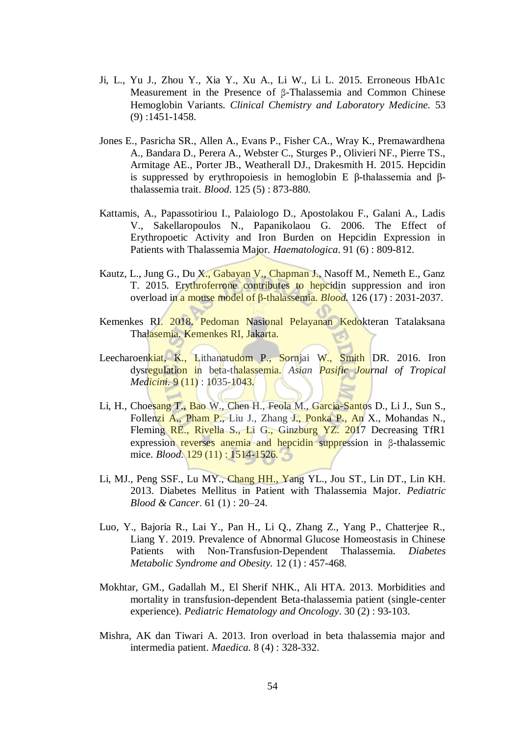Ji, L., Yu J., Zhou Y., Xia Y., Xu A., Li W., Li L. 2015. Erroneous HbA1c Measurement in the Presence of β-Thalassemia and Common Chinese Hemoglobin Variants. *Clinical Chemistry and Laboratory Medicine.* 53 (9) :1451-1458.

Jones E., Pasricha SR., Allen A., Evans P., Fisher CA., Wray K., Premawardhena A., Bandara D., Perera A., Webster C., Sturges P., Olivieri NF., Pierre TS., Armitage AE., Porter JB., Weatherall DJ., Drakesmith H. 2015. Hepcidin is suppressed by erythropoiesis in hemoglobin E β-thalassemia and β-thalassemia trait. *Blood.* 125 (5) : 873-880.

Kattamis, A., Papassotiriou I., Palaiologo D., Apostolakou F., Galani A., Ladis V., Sakellaropoulos N., Papanikolaou G. 2006. The Effect of Erythropoetic Activity and Iron Burden on Hepcidin Expression in Patients with Thalassemia Major. *Haematologica.* 91 (6) : 809-812.

Kautz, L., Jung G., Du X., Gabayan V., Chapman J., Nasoff M., Nemeth E., Ganz T. 2015. Erythroferrone contributes to hepcidin suppression and iron overload in a mouse model of β-thalassemia. *Blood.* 126 (17) : 2031-2037.

Kemenkes RI. 2018. Pedoman Nasional Pelayanan Kedokteran Tatalaksana Thalasemia. Kemenkes RI, Jakarta.

Leecharoenkiat, K., Lithanatudom P., Sornjai W., Smith DR. 2016. Iron dysregulation in beta-thalassemia. *Asian Pasific Journal of Tropical Medicini.* 9 (11) : 1035-1043.

Li, H., Choesang T., Bao W., Chen H., Feola M., Garcia-Santos D., Li J., Sun S., Follenzi A., Pham P., Liu J., Zhang J., Ponka P., An X., Mohandas N., Fleming RE., Rivella S., Li G., Ginzburg YZ. 2017 Decreasing TfR1 expression reverses anemia and hepcidin suppression in β-thalassemic mice. *Blood.* 129 (11) : 1514-1526.

Li, MJ., Peng SSF., Lu MY., Chang HH., Yang YL., Jou ST., Lin DT., Lin KH. 2013. Diabetes Mellitus in Patient with Thalassemia Major. *Pediatric Blood & Cancer.* 61 (1) : 20–24.

Luo, Y., Bajoria R., Lai Y., Pan H., Li Q., Zhang Z., Yang P., Chatterjee R., Liang Y. 2019. Prevalence of Abnormal Glucose Homeostasis in Chinese Patients with Non-Transfusion-Dependent Thalassemia. *Diabetes Metabolic Syndrome and Obesity.* 12 (1) : 457-468.

Mokhtar, GM., Gadallah M., El Sherif NHK., Ali HTA. 2013. Morbidities and mortality in transfusion-dependent Beta-thalassemia patient (single-center experience). *Pediatric Hematology and Oncology*. 30 (2) : 93-103.

Mishra, AK dan Tiwari A. 2013. Iron overload in beta thalassemia major and intermedia patient. *Maedica.* 8 (4) : 328-332.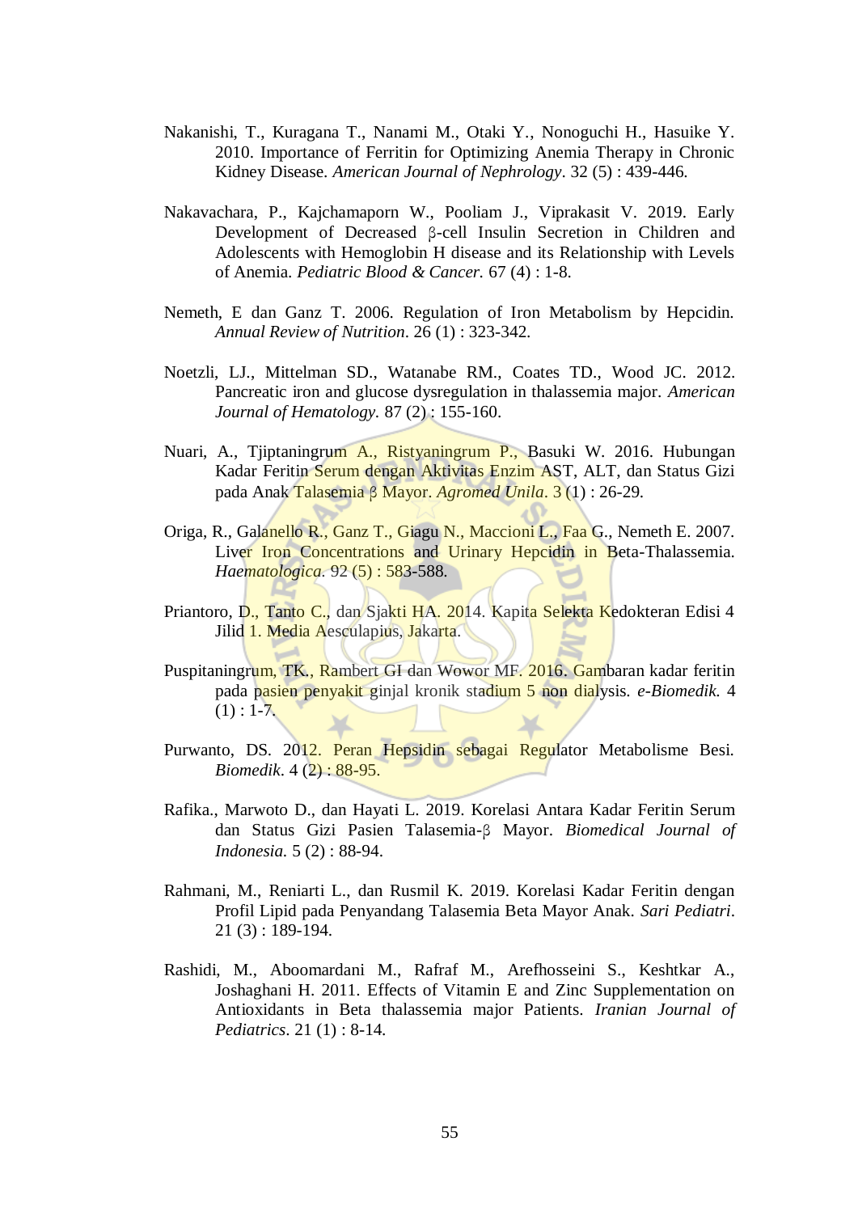Nakanishi, T., Kuragana T., Nanami M., Otaki Y., Nonoguchi H., Hasuike Y. 2010. Importance of Ferritin for Optimizing Anemia Therapy in Chronic Kidney Disease. *American Journal of Nephrology*. 32 (5) : 439-446.

Nakavachara, P., Kajchamaporn W., Pooliam J., Viprakasit V. 2019. Early Development of Decreased β-cell Insulin Secretion in Children and Adolescents with Hemoglobin H disease and its Relationship with Levels of Anemia. *Pediatric Blood & Cancer.* 67 (4) : 1-8.

Nemeth, E dan Ganz T. 2006. Regulation of Iron Metabolism by Hepcidin. *Annual Review of Nutrition*. 26 (1) : 323-342.

Noetzli, LJ., Mittelman SD., Watanabe RM., Coates TD., Wood JC. 2012. Pancreatic iron and glucose dysregulation in thalassemia major. *American Journal of Hematology.* 87 (2) : 155-160.

Nuari, A., Tjiptaningrum A., Ristyaningrum P., Basuki W. 2016. Hubungan Kadar Feritin Serum dengan Aktivitas Enzim AST, ALT, dan Status Gizi pada Anak Talasemia β Mayor. *Agromed Unila.* 3 (1) : 26-29.

Origa, R., Galanello R., Ganz T., Giagu N., Maccioni L., Faa G., Nemeth E. 2007. Liver Iron Concentrations and Urinary Hepcidin in Beta-Thalassemia. *Haematologica.* 92 (5) : 583-588.

Priantoro, D., Tanto C., dan Sjakti HA. 2014. Kapita Selekta Kedokteran Edisi 4 Jilid 1. Media Aesculapius, Jakarta.

Puspitaningrum, TK., Rambert GI dan Wowor MF. 2016. Gambaran kadar feritin pada pasien penyakit ginjal kronik stadium 5 non dialysis. *e-Biomedik.* 4 (1) : 1-7.

Purwanto, DS. 2012. Peran Hepsidin sebagai Regulator Metabolisme Besi. *Biomedik*. 4 (2) : 88-95.

Rafika., Marwoto D., dan Hayati L. 2019. Korelasi Antara Kadar Feritin Serum dan Status Gizi Pasien Talasemia-β Mayor. *Biomedical Journal of Indonesia.* 5 (2) : 88-94.

Rahmani, M., Reniarti L., dan Rusmil K. 2019. Korelasi Kadar Feritin dengan Profil Lipid pada Penyandang Talasemia Beta Mayor Anak. *Sari Pediatri*. 21 (3) : 189-194.

Rashidi, M., Aboomardani M., Rafraf M., Arefhosseini S., Keshtkar A., Joshaghani H. 2011. Effects of Vitamin E and Zinc Supplementation on Antioxidants in Beta thalassemia major Patients. *Iranian Journal of Pediatrics*. 21 (1) : 8-14.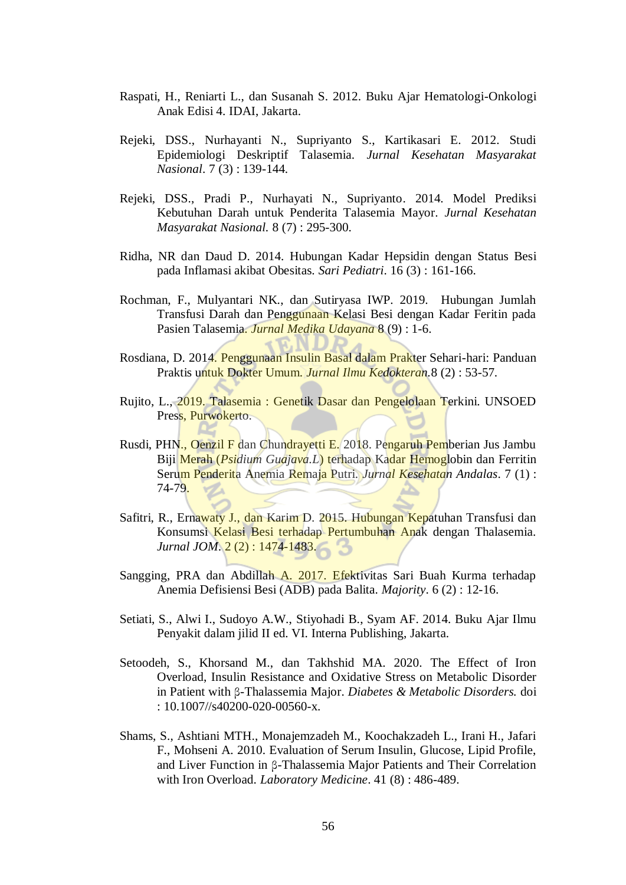Raspati, H., Reniarti L., dan Susanah S. 2012. Buku Ajar Hematologi-Onkologi Anak Edisi 4. IDAI, Jakarta.

Rejeki, DSS., Nurhayanti N., Supriyanto S., Kartikasari E. 2012. Studi Epidemiologi Deskriptif Talasemia. *Jurnal Kesehatan Masyarakat Nasional*. 7 (3) : 139-144.

Rejeki, DSS., Pradi P., Nurhayati N., Supriyanto. 2014. Model Prediksi Kebutuhan Darah untuk Penderita Talasemia Mayor. *Jurnal Kesehatan Masyarakat Nasional.* 8 (7) : 295-300.

Ridha, NR dan Daud D. 2014. Hubungan Kadar Hepsidin dengan Status Besi pada Inflamasi akibat Obesitas. *Sari Pediatri*. 16 (3) : 161-166.

Rochman, F., Mulyantari NK., dan Sutiryasa IWP. 2019. Hubungan Jumlah Transfusi Darah dan Penggunaan Kelasi Besi dengan Kadar Feritin pada Pasien Talasemia. *Jurnal Medika Udayana* 8 (9) : 1-6.

Rosdiana, D. 2014. Penggunaan Insulin Basal dalam Prakter Sehari-hari: Panduan Praktis untuk Dokter Umum. *Jurnal Ilmu Kedokteran*.8 (2) : 53-57.

Rujito, L., 2019. Talasemia : Genetik Dasar dan Pengelolaan Terkini. UNSOED Press, Purwokerto.

Rusdi, PHN., Oenzil F dan Chundrayetti E. 2018. Pengaruh Pemberian Jus Jambu Biji Merah (*Psidium Guajava.L*) terhadap Kadar Hemoglobin dan Ferritin Serum Penderita Anemia Remaja Putri. *Jurnal Kesehatan Andalas*. 7 (1) : 74-79.

Safitri, R., Ernawaty J., dan Karim D. 2015. Hubungan Kepatuhan Transfusi dan Konsumsi Kelasi Besi terhadap Pertumbuhan Anak dengan Thalasemia. *Jurnal JOM*. 2 (2) : 1474-1483.

Sangging, PRA dan Abdillah A. 2017. Efektivitas Sari Buah Kurma terhadap Anemia Defisiensi Besi (ADB) pada Balita. *Majority*. 6 (2) : 12-16.

Setiati, S., Alwi I., Sudoyo A.W., Stiyohadi B., Syam AF. 2014. Buku Ajar Ilmu Penyakit dalam jilid II ed. VI. Interna Publishing, Jakarta.

Setoodeh, S., Khorsand M., dan Takhshid MA. 2020. The Effect of Iron Overload, Insulin Resistance and Oxidative Stress on Metabolic Disorder in Patient with β-Thalassemia Major. *Diabetes & Metabolic Disorders.* doi : 10.1007//s40200-020-00560-x.

Shams, S., Ashtiani MTH., Monajemzadeh M., Koochakzadeh L., Irani H., Jafari F., Mohseni A. 2010. Evaluation of Serum Insulin, Glucose, Lipid Profile, and Liver Function in β-Thalassemia Major Patients and Their Correlation with Iron Overload. *Laboratory Medicine*. 41 (8) : 486-489.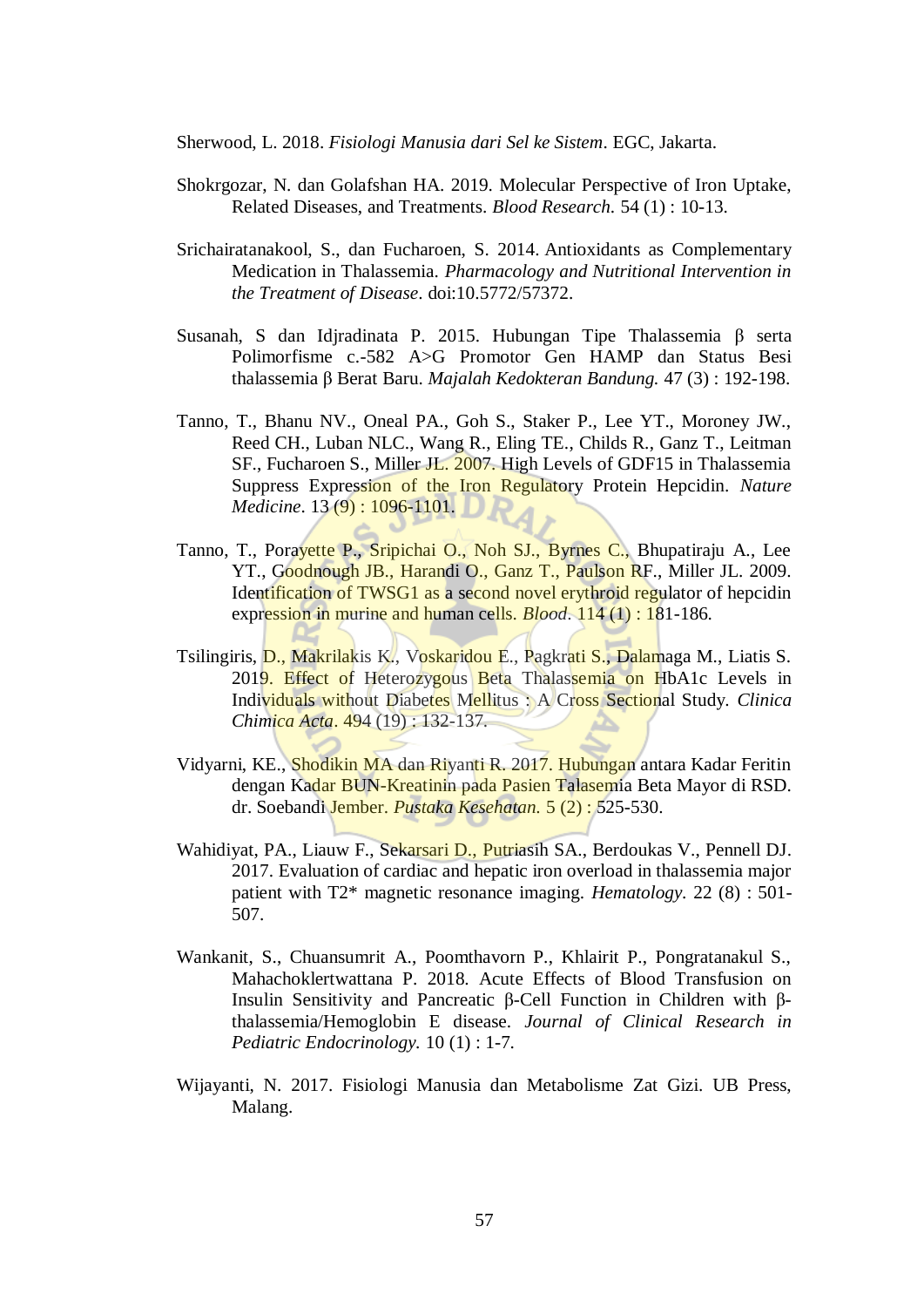Sherwood, L. 2018. *Fisiologi Manusia dari Sel ke Sistem*. EGC, Jakarta.

Shokrgozar, N. dan Golafshan HA. 2019. Molecular Perspective of Iron Uptake, Related Diseases, and Treatments. *Blood Research*. 54 (1) : 10-13.

Srichairatanakool, S., dan Fucharoen, S. 2014. Antioxidants as Complementary Medication in Thalassemia. *Pharmacology and Nutritional Intervention in the Treatment of Disease*. doi:10.5772/57372.

Susanah, S dan Idjradinata P. 2015. Hubungan Tipe Thalassemia β serta Polimorfisme c.-582 A>G Promotor Gen HAMP dan Status Besi thalassemia β Berat Baru. *Majalah Kedokteran Bandung*. 47 (3) : 192-198.

Tanno, T., Bhanu NV., Oneal PA., Goh S., Staker P., Lee YT., Moroney JW., Reed CH., Luban NLC., Wang R., Eling TE., Childs R., Ganz T., Leitman SF., Fucharoen S., Miller JL. 2007. High Levels of GDF15 in Thalassemia Suppress Expression of the Iron Regulatory Protein Hepcidin. *Nature Medicine*. 13 (9) : 1096-1101.

Tanno, T., Porayette P., Sripichai O., Noh SJ., Byrnes C., Bhupatiraju A., Lee YT., Goodnough JB., Harandi O., Ganz T., Paulson RF., Miller JL. 2009. Identification of TWSG1 as a second novel erythroid regulator of hepcidin expression in murine and human cells. *Blood*. 114 (1) : 181-186.

Tsilingiris, D., Makrilakis K., Voskaridou E., Pagkrati S., Dalamaga M., Liatis S. 2019. Effect of Heterozygous Beta Thalassemia on HbA1c Levels in Individuals without Diabetes Mellitus : A Cross Sectional Study. *Clinica Chimica Acta*. 494 (19) : 132-137.

Vidyarni, KE., Shodikin MA dan Riyanti R. 2017. Hubungan antara Kadar Feritin dengan Kadar BUN-Kreatinin pada Pasien Talasemia Beta Mayor di RSD. dr. Soebandi Jember. *Pustaka Kesehatan*. 5 (2) : 525-530.

Wahidiyat, PA., Liauw F., Sekarsari D., Putriasih SA., Berdoukas V., Pennell DJ. 2017. Evaluation of cardiac and hepatic iron overload in thalassemia major patient with T2* magnetic resonance imaging. *Hematology*. 22 (8) : 501-507.

Wankanit, S., Chuansumrit A., Poomthavorn P., Khlairit P., Pongratanakul S., Mahachoklertwattana P. 2018. Acute Effects of Blood Transfusion on Insulin Sensitivity and Pancreatic β-Cell Function in Children with β-thalassemia/Hemoglobin E disease. *Journal of Clinical Research in Pediatric Endocrinology*. 10 (1) : 1-7.

Wijayanti, N. 2017. Fisiologi Manusia dan Metabolisme Zat Gizi. UB Press, Malang.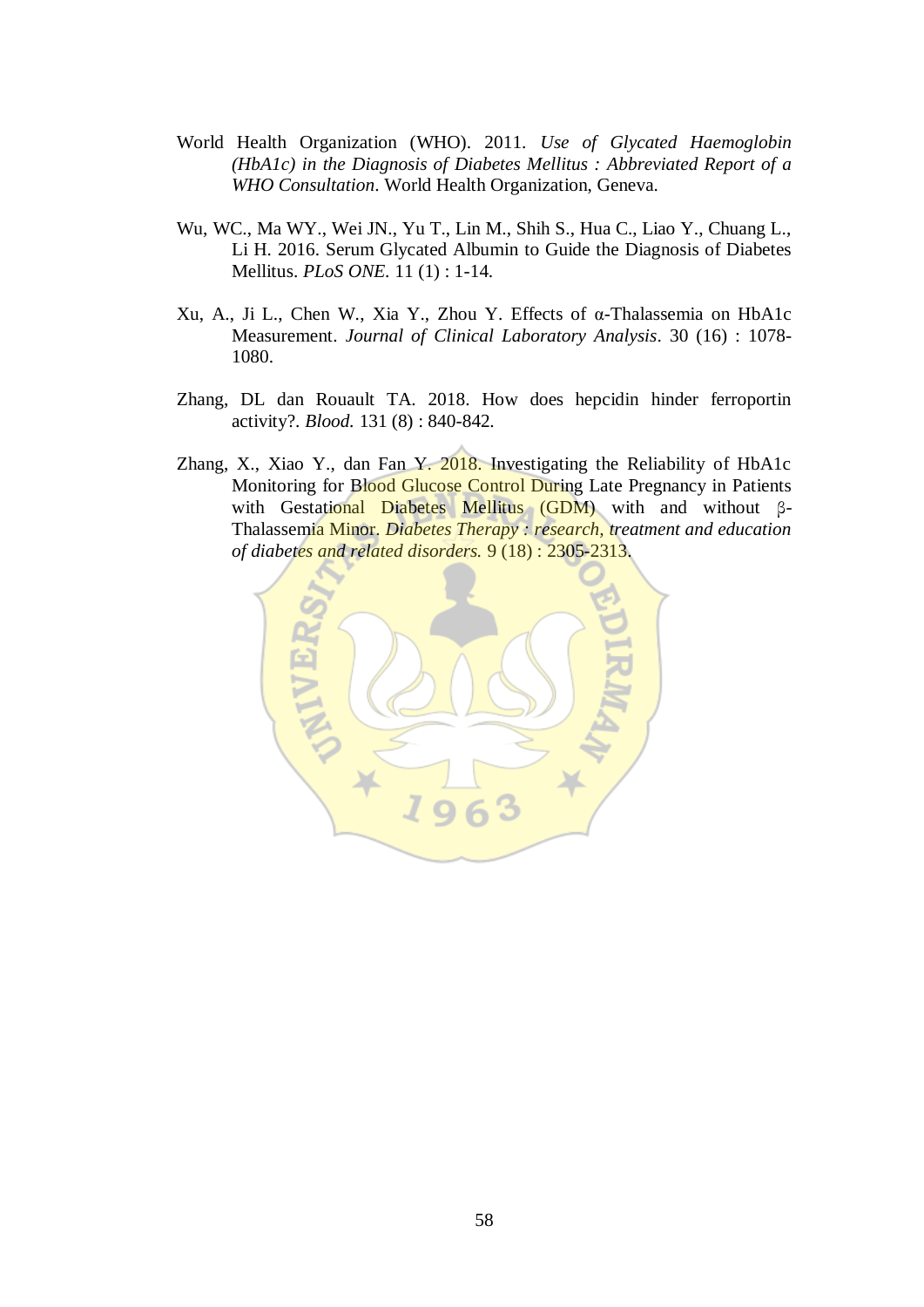World Health Organization (WHO). 2011. *Use of Glycated Haemoglobin (HbA1c) in the Diagnosis of Diabetes Mellitus : Abbreviated Report of a WHO Consultation*. World Health Organization, Geneva.

Wu, WC., Ma WY., Wei JN., Yu T., Lin M., Shih S., Hua C., Liao Y., Chuang L., Li H. 2016. Serum Glycated Albumin to Guide the Diagnosis of Diabetes Mellitus. *PLoS ONE.* 11 (1) : 1-14.

Xu, A., Ji L., Chen W., Xia Y., Zhou Y. Effects of α-Thalassemia on HbA1c Measurement. *Journal of Clinical Laboratory Analysis*. 30 (16) : 1078-1080.

Zhang, DL dan Rouault TA. 2018. How does hepcidin hinder ferroportin activity?. *Blood.* 131 (8) : 840-842.

Zhang, X., Xiao Y., dan Fan Y. 2018. Investigating the Reliability of HbA1c Monitoring for Blood Glucose Control During Late Pregnancy in Patients with Gestational Diabetes Mellitus (GDM) with and without β-Thalassemia Minor. *Diabetes Therapy : research, treatment and education of diabetes and related disorders.* 9 (18) : 2305-2313.